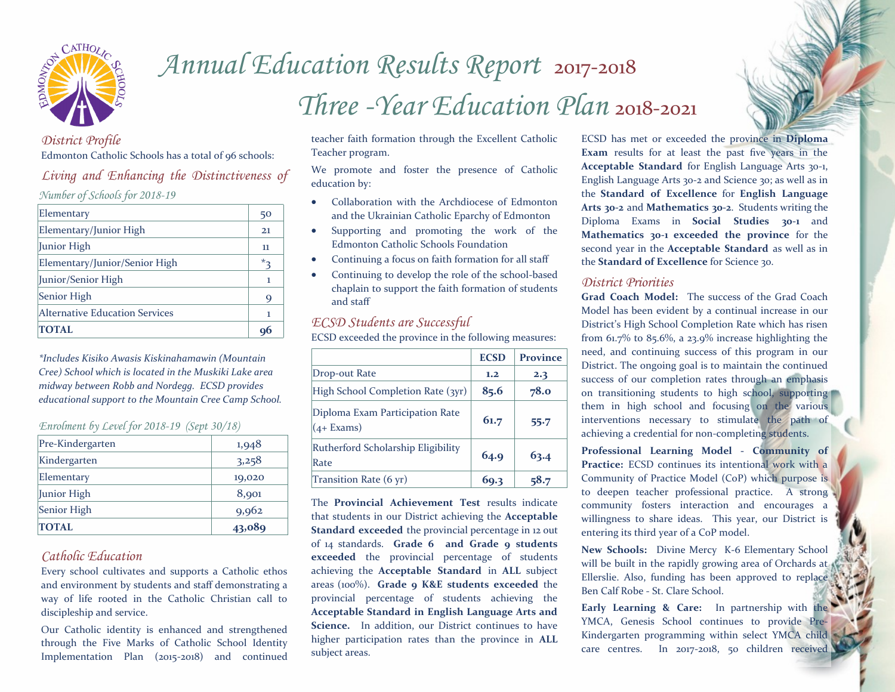# Annual Education Results Report 2017-2018

# Three -Year Education Plan 2018-2021

## District Profile

Edmonton Catholic Schools has a total of 96 schools:

## Living and Enhancing the Distinctiveness of

*Number of Schools for 2018-19*

| Elementary | 50 |
|---|---|
| Elementary/Junior High | 21 |
| Junior High | 11 |
| Elementary/Junior/Senior High | *3 |
| Junior/Senior High | 1 |
| Senior High | 9 |
| Alternative Education Services | 1 |
| **TOTAL** | **96** |

*\*Includes Kisiko Awasis Kiskinahamawin (Mountain Cree) School which is located in the Muskiki Lake area midway between Robb and Nordegg. ECSD provides educational support to the Mountain Cree Camp School.*

*Enrolment by Level for 2018-19 (Sept 30/18)*

| Pre-Kindergarten | 1,948 |
|---|---|
| Kindergarten | 3,258 |
| Elementary | 19,020 |
| Junior High | 8,901 |
| Senior High | 9,962 |
| **TOTAL** | **43,089** |

## Catholic Education

Every school cultivates and supports a Catholic ethos and environment by students and staff demonstrating a way of life rooted in the Catholic Christian call to discipleship and service.

Our Catholic identity is enhanced and strengthened through the Five Marks of Catholic School Identity Implementation Plan (2015-2018) and continued teacher faith formation through the Excellent Catholic Teacher program.

We promote and foster the presence of Catholic education by:

- Collaboration with the Archdiocese of Edmonton and the Ukrainian Catholic Eparchy of Edmonton
- Supporting and promoting the work of the Edmonton Catholic Schools Foundation
- Continuing a focus on faith formation for all staff
- Continuing to develop the role of the school-based chaplain to support the faith formation of students and staff

## ECSD Students are Successful

ECSD exceeded the province in the following measures:

| | ECSD | Province |
|---|---|---|
| Drop-out Rate | 1.2 | 2.3 |
| High School Completion Rate (3yr) | 85.6 | 78.0 |
| Diploma Exam Participation Rate (4+ Exams) | 61.7 | 55.7 |
| Rutherford Scholarship Eligibility Rate | 64.9 | 63.4 |
| Transition Rate (6 yr) | 69.3 | 58.7 |

The **Provincial Achievement Test** results indicate that students in our District achieving the **Acceptable Standard exceeded** the provincial percentage in 12 out of 14 standards. **Grade 6 and Grade 9 students exceeded** the provincial percentage of students achieving the **Acceptable Standard** in **ALL** subject areas (100%). **Grade 9 K&E students exceeded** the provincial percentage of students achieving the **Acceptable Standard in English Language Arts and Science.** In addition, our District continues to have higher participation rates than the province in **ALL** subject areas.

ECSD has met or exceeded the province in **Diploma Exam** results for at least the past five years in the **Acceptable Standard** for English Language Arts 30-1, English Language Arts 30-2 and Science 30; as well as in the **Standard of Excellence** for **English Language Arts 30-2** and **Mathematics 30-2**. Students writing the Diploma Exams in **Social Studies 30-1** and **Mathematics 30-1 exceeded the province** for the second year in the **Acceptable Standard** as well as in the **Standard of Excellence** for Science 30.

## District Priorities

**Grad Coach Model:** The success of the Grad Coach Model has been evident by a continual increase in our District's High School Completion Rate which has risen from 61.7% to 85.6%, a 23.9% increase highlighting the need, and continuing success of this program in our District. The ongoing goal is to maintain the continued success of our completion rates through an emphasis on transitioning students to high school, supporting them in high school and focusing on the various interventions necessary to stimulate the path of achieving a credential for non-completing students.

**Professional Learning Model - Community of Practice:** ECSD continues its intentional work with a Community of Practice Model (CoP) which purpose is to deepen teacher professional practice. A strong community fosters interaction and encourages a willingness to share ideas. This year, our District is entering its third year of a CoP model.

**New Schools:** Divine Mercy K-6 Elementary School will be built in the rapidly growing area of Orchards at Ellerslie. Also, funding has been approved to replace Ben Calf Robe - St. Clare School.

**Early Learning & Care:** In partnership with the YMCA, Genesis School continues to provide Pre-Kindergarten programming within select YMCA child care centres. In 2017-2018, 50 children received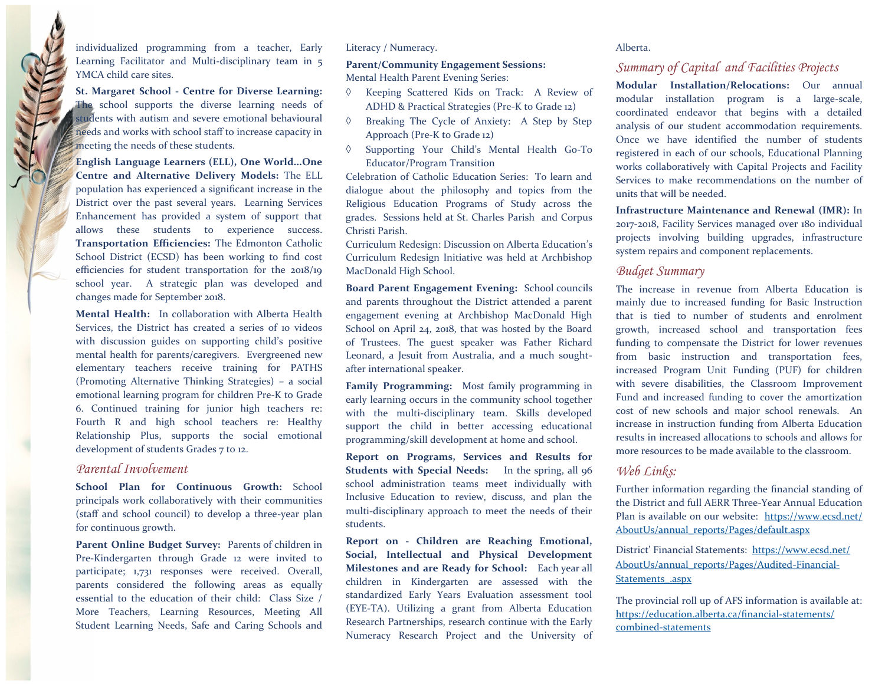individualized programming from a teacher, Early Learning Facilitator and Multi-disciplinary team in 5 YMCA child care sites.

**St. Margaret School - Centre for Diverse Learning:** The school supports the diverse learning needs of students with autism and severe emotional behavioural needs and works with school staff to increase capacity in meeting the needs of these students.

**English Language Learners (ELL), One World…One Centre and Alternative Delivery Models:** The ELL population has experienced a significant increase in the District over the past several years. Learning Services Enhancement has provided a system of support that allows these students to experience success. **Transportation Efficiencies:** The Edmonton Catholic School District (ECSD) has been working to find cost efficiencies for student transportation for the 2018/19 school year. A strategic plan was developed and changes made for September 2018.

**Mental Health:** In collaboration with Alberta Health Services, the District has created a series of 10 videos with discussion guides on supporting child's positive mental health for parents/caregivers. Evergreened new elementary teachers receive training for PATHS (Promoting Alternative Thinking Strategies) – a social emotional learning program for children Pre-K to Grade 6. Continued training for junior high teachers re: Fourth R and high school teachers re: Healthy Relationship Plus, supports the social emotional development of students Grades 7 to 12.

## *Parental Involvement*

**School Plan for Continuous Growth:** School principals work collaboratively with their communities (staff and school council) to develop a three-year plan for continuous growth.

**Parent Online Budget Survey:** Parents of children in Pre-Kindergarten through Grade 12 were invited to participate; 1,731 responses were received. Overall, parents considered the following areas as equally essential to the education of their child: Class Size / More Teachers, Learning Resources, Meeting All Student Learning Needs, Safe and Caring Schools and Literacy / Numeracy.

**Parent/Community Engagement Sessions:**
Mental Health Parent Evening Series:

- Keeping Scattered Kids on Track: A Review of ADHD & Practical Strategies (Pre-K to Grade 12)
- Breaking The Cycle of Anxiety: A Step by Step Approach (Pre-K to Grade 12)
- Supporting Your Child's Mental Health Go-To Educator/Program Transition

Celebration of Catholic Education Series: To learn and dialogue about the philosophy and topics from the Religious Education Programs of Study across the grades. Sessions held at St. Charles Parish and Corpus Christi Parish.

Curriculum Redesign: Discussion on Alberta Education's Curriculum Redesign Initiative was held at Archbishop MacDonald High School.

**Board Parent Engagement Evening:** School councils and parents throughout the District attended a parent engagement evening at Archbishop MacDonald High School on April 24, 2018, that was hosted by the Board of Trustees. The guest speaker was Father Richard Leonard, a Jesuit from Australia, and a much sought-after international speaker.

**Family Programming:** Most family programming in early learning occurs in the community school together with the multi-disciplinary team. Skills developed support the child in better accessing educational programming/skill development at home and school.

**Report on Programs, Services and Results for Students with Special Needs:** In the spring, all 96 school administration teams meet individually with Inclusive Education to review, discuss, and plan the multi-disciplinary approach to meet the needs of their students.

**Report on - Children are Reaching Emotional, Social, Intellectual and Physical Development Milestones and are Ready for School:** Each year all children in Kindergarten are assessed with the standardized Early Years Evaluation assessment tool (EYE-TA). Utilizing a grant from Alberta Education Research Partnerships, research continue with the Early Numeracy Research Project and the University of Alberta.

## *Summary of Capital and Facilities Projects*

**Modular Installation/Relocations:** Our annual modular installation program is a large-scale, coordinated endeavor that begins with a detailed analysis of our student accommodation requirements. Once we have identified the number of students registered in each of our schools, Educational Planning works collaboratively with Capital Projects and Facility Services to make recommendations on the number of units that will be needed.

**Infrastructure Maintenance and Renewal (IMR):** In 2017-2018, Facility Services managed over 180 individual projects involving building upgrades, infrastructure system repairs and component replacements.

## *Budget Summary*

The increase in revenue from Alberta Education is mainly due to increased funding for Basic Instruction that is tied to number of students and enrolment growth, increased school and transportation fees funding to compensate the District for lower revenues from basic instruction and transportation fees, increased Program Unit Funding (PUF) for children with severe disabilities, the Classroom Improvement Fund and increased funding to cover the amortization cost of new schools and major school renewals. An increase in instruction funding from Alberta Education results in increased allocations to schools and allows for more resources to be made available to the classroom.

## *Web Links:*

Further information regarding the financial standing of the District and full AERR Three-Year Annual Education Plan is available on our website: https://www.ecsd.net/AboutUs/annual_reports/Pages/default.aspx

District' Financial Statements: https://www.ecsd.net/AboutUs/annual_reports/Pages/Audited-Financial-Statements_.aspx

The provincial roll up of AFS information is available at: https://education.alberta.ca/financial-statements/combined-statements